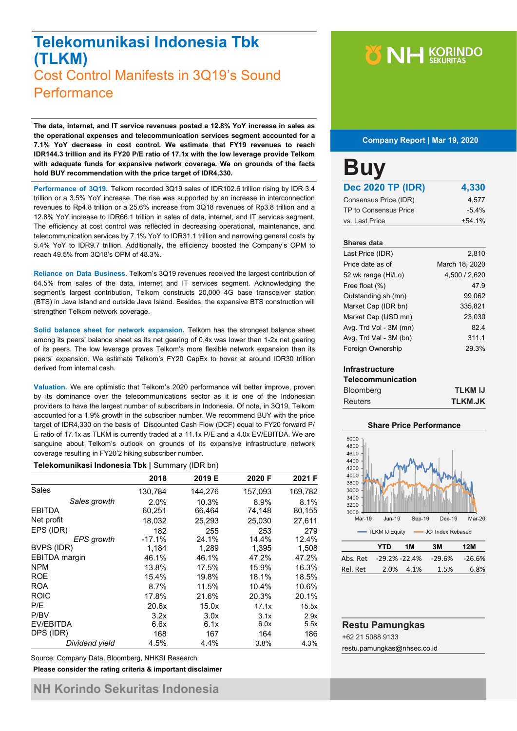# Telekomunikasi Indonesia Tbk (TLKM)

## Cost Control Manifests in 3Q19's Sound Performance

**The data, internet, and IT service revenues posted a 12.8% YoY increase in sales as the operational expenses and telecommunication services segment accounted for a 7.1% YoY decrease in cost control. We estimate that FY19 revenues to reach IDR144.3 trillion and its FY20 P/E ratio of 17.1x with the low leverage provide Telkom with adequate funds for expansive network coverage. We on grounds of the facts hold BUY recommendation with the price target of IDR4,330.**

**Performance of 3Q19.** Telkom recorded 3Q19 sales of IDR102.6 trillion rising by IDR 3.4 trillion or a 3.5% YoY increase. The rise was supported by an increase in interconnection revenues to Rp4.8 trillion or a 25.6% increase from 3Q18 revenues of Rp3.8 trillion and a 12.8% YoY increase to IDR66.1 trillion in sales of data, internet, and IT services segment. The efficiency at cost control was reflected in decreasing operational, maintenance, and telecommunication services by 7.1% YoY to IDR31.1 trillion and narrowing general costs by 5.4% YoY to IDR9.7 trillion. Additionally, the efficiency boosted the Company's OPM to reach 49.5% from 3Q18's OPM of 48.3%.

**Reliance on Data Business.** Telkom's 3Q19 revenues received the largest contribution of 64.5% from sales of the data, internet and IT services segment. Acknowledging the segment's largest contribution, Telkom constructs 20,000 4G base transceiver station (BTS) in Java Island and outside Java Island. Besides, the expansive BTS construction will strengthen Telkom network coverage.

**Solid balance sheet for network expansion.** Telkom has the strongest balance sheet among its peers' balance sheet as its net gearing of 0.4x was lower than 1-2x net gearing of its peers. The low leverage proves Telkom's more flexible network expansion than its peers' expansion. We estimate Telkom's FY20 CapEx to hover at around IDR30 trillion derived from internal cash.

**Valuation.** We are optimistic that Telkom's 2020 performance will better improve, proven by its dominance over the telecommunications sector as it is one of the Indonesian providers to have the largest number of subscribers in Indonesia. Of note, in 3Q19, Telkom accounted for a 1.9% growth in the subscriber number. We recommend BUY with the price target of IDR4,330 on the basis of Discounted Cash Flow (DCF) equal to FY20 forward P/E ratio of 17.1x as TLKM is currently traded at a 11.1x P/E and a 4.0x EV/EBITDA. We are sanguine about Telkom's outlook on grounds of its expansive infrastructure network coverage resulting in FY20'2 hiking subscriber number.

**Telekomunikasi Indonesia Tbk** | Summary (IDR bn)

| | 2018 | 2019 E | 2020 F | 2021 F |
|---|---|---|---|---|
| Sales | 130,784 | 144,276 | 157,093 | 169,782 |
| *Sales growth* | 2.0% | 10.3% | 8.9% | 8.1% |
| EBITDA | 60,251 | 66,464 | 74,148 | 80,155 |
| Net profit | 18,032 | 25,293 | 25,030 | 27,611 |
| EPS (IDR) | 182 | 255 | 253 | 279 |
| *EPS growth* | -17.1% | 24.1% | 14.4% | 12.4% |
| BVPS (IDR) | 1,184 | 1,289 | 1,395 | 1,508 |
| EBITDA margin | 46.1% | 46.1% | 47.2% | 47.2% |
| NPM | 13.8% | 17.5% | 15.9% | 16.3% |
| ROE | 15.4% | 19.8% | 18.1% | 18.5% |
| ROA | 8.7% | 11.5% | 10.4% | 10.6% |
| ROIC | 17.8% | 21.6% | 20.3% | 20.1% |
| P/E | 20.6x | 15.0x | 17.1x | 15.5x |
| P/BV | 3.2x | 3.0x | 3.1x | 2.9x |
| EV/EBITDA | 6.6x | 6.1x | 6.0x | 5.5x |
| DPS (IDR) | 168 | 167 | 164 | 186 |
| *Dividend yield* | 4.5% | 4.4% | 3.8% | 4.3% |

Source: Company Data, Bloomberg, NHKSI Research

**Please consider the rating criteria & important disclaimer**

NH Korindo Sekuritas

**Company Report | Mar 19, 2020**

# Buy

| **Dec 2020 TP (IDR)** | **4,330** |
|---|---|
| Consensus Price (IDR) | 4,577 |
| TP to Consensus Price | -5.4% |
| vs. Last Price | +54.1% |

**Shares data**

| | |
|---|---|
| Last Price (IDR) | 2,810 |
| Price date as of | March 18, 2020 |
| 52 wk range (Hi/Lo) | 4,500 / 2,620 |
| Free float (%) | 47.9 |
| Outstanding sh.(mn) | 99,062 |
| Market Cap (IDR bn) | 335,821 |
| Market Cap (USD mn) | 23,030 |
| Avg. Trd Vol - 3M (mn) | 82.4 |
| Avg. Trd Val - 3M (bn) | 311.1 |
| Foreign Ownership | 29.3% |

**Infrastructure Telecommunication**

| | |
|---|---|
| Bloomberg | **TLKM IJ** |
| Reuters | **TLKM.JK** |

**Share Price Performance**

| | YTD | 1M | 3M | 12M |
|---|---|---|---|---|
| Abs. Ret | -29.2% | -22.4% | -29.6% | -26.6% |
| Rel. Ret | 2.0% | 4.1% | 1.5% | 6.8% |

**Restu Pamungkas**
+62 21 5088 9133
restu.pamungkas@nhsec.co.id

NH Korindo Sekuritas Indonesia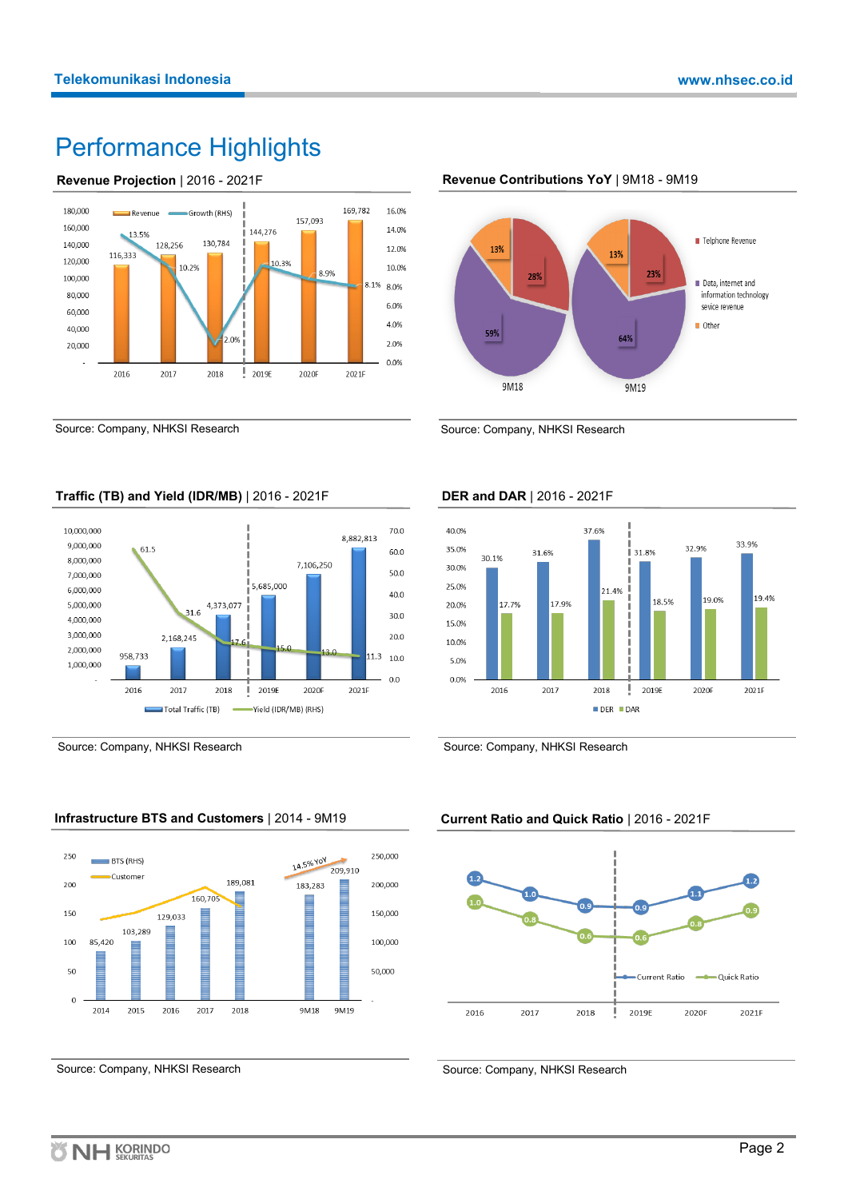# Performance Highlights

**Revenue Projection** | 2016 - 2021F

| | 2016 | 2017 | 2018 | 2019E | 2020F | 2021F |
|---|---|---|---|---|---|---|
| Revenue | 116,333 | 128,256 | 130,784 | 144,276 | 157,093 | 169,782 |
| Growth (RHS) | 13.5% | 10.2% | 2.0% | 10.3% | 8.9% | 8.1% |

Source: Company, NHKSI Research

**Revenue Contributions YoY** | 9M18 - 9M19

| | 9M18 | 9M19 |
|---|---|---|
| Telphone Revenue | 28% | 23% |
| Data, internet and information technology sevice revenue | 59% | 64% |
| Other | 13% | 13% |

Source: Company, NHKSI Research

**Traffic (TB) and Yield (IDR/MB)** | 2016 - 2021F

| | 2016 | 2017 | 2018 | 2019E | 2020F | 2021F |
|---|---|---|---|---|---|---|
| Total Traffic (TB) | 958,733 | 2,168,245 | 4,373,077 | 5,685,000 | 7,106,250 | 8,882,813 |
| Yield (IDR/MB) (RHS) | 61.5 | 31.6 | 17.6 | 15.0 | 13.0 | 11.3 |

Source: Company, NHKSI Research

**DER and DAR** | 2016 - 2021F

| | 2016 | 2017 | 2018 | 2019E | 2020F | 2021F |
|---|---|---|---|---|---|---|
| DER | 30.1% | 31.6% | 37.6% | 31.8% | 32.9% | 33.9% |
| DAR | 17.7% | 17.9% | 21.4% | 18.5% | 19.0% | 19.4% |

Source: Company, NHKSI Research

**Infrastructure BTS and Customers** | 2014 - 9M19

| | 2014 | 2015 | 2016 | 2017 | 2018 | 9M18 | 9M19 |
|---|---|---|---|---|---|---|---|
| BTS (RHS) | 85,420 | 103,289 | 129,033 | 160,705 | 189,081 | 183,283 | 209,910 |

14.5% YoY

Source: Company, NHKSI Research

**Current Ratio and Quick Ratio** | 2016 - 2021F

| | 2016 | 2017 | 2018 | 2019E | 2020F | 2021F |
|---|---|---|---|---|---|---|
| Current Ratio | 1.2 | 1.0 | 0.9 | 0.9 | 1.1 | 1.2 |
| Quick Ratio | 1.0 | 0.8 | 0.6 | 0.6 | 0.8 | 0.9 |

Source: Company, NHKSI Research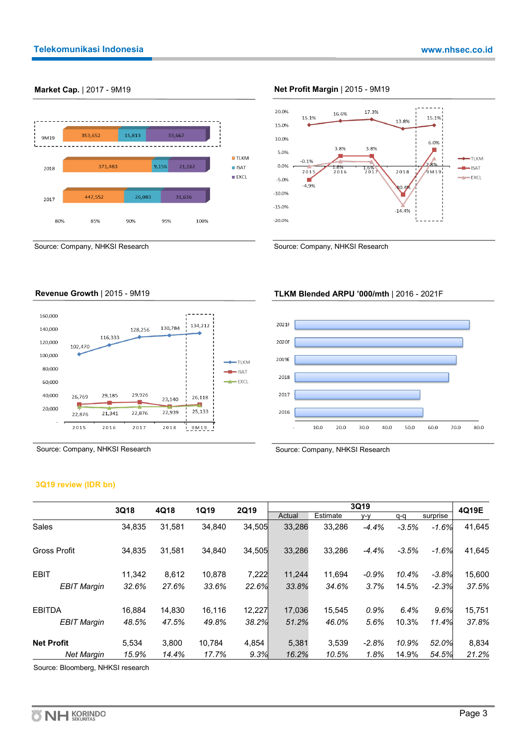**Market Cap.** | 2017 - 9M19

| | TLKM | ISAT | EXCL |
|---|---|---|---|
| 9M19 | 353,652 | 15,813 | 33,667 |
| 2018 | 371,483 | 9,156 | 21,162 |
| 2017 | 447,552 | 26,083 | 31,636 |

Source: Company, NHKSI Research

**Net Profit Margin** | 2015 - 9M19

| | 2015 | 2016 | 2017 | 2018 | 9M19 |
|---|---|---|---|---|---|
| TLKM | 15.1% | 16.6% | 17.3% | 13.8% | 15.1% |
| ISAT | -4.9% | 3.8% | 3.8% | -10.4% | 6.0% |
| EXCL | -0.1% | 1.8% | 1.6% | -14.4% | 2.8% |

Source: Company, NHKSI Research

**Revenue Growth** | 2015 - 9M19

| | 2015 | 2016 | 2017 | 2018 | 9M19 |
|---|---|---|---|---|---|
| TLKM | 102,470 | 116,333 | 128,256 | 130,784 | 134,212 |
| ISAT | 26,769 | 29,185 | 29,926 | 23,140 | 26,118 |
| EXCL | 22,876 | 21,341 | 22,876 | 22,939 | 25,133 |

Source: Company, NHKSI Research

**TLKM Blended ARPU '000/mth** | 2016 - 2021F

Source: Company, NHKSI Research

**3Q19 review (IDR bn)**

| | 3Q18 | 4Q18 | 1Q19 | 2Q19 | 3Q19 Actual | 3Q19 Estimate | 3Q19 y-y | 3Q19 q-q | 3Q19 surprise | 4Q19E |
|---|---|---|---|---|---|---|---|---|---|---|
| Sales | 34,835 | 31,581 | 34,840 | 34,505 | 33,286 | 33,286 | *-4.4%* | *-3.5%* | *-1.6%* | 41,645 |
| Gross Profit | 34,835 | 31,581 | 34,840 | 34,505 | 33,286 | 33,286 | *-4.4%* | *-3.5%* | *-1.6%* | 41,645 |
| EBIT | 11,342 | 8,612 | 10,878 | 7,222 | 11,244 | 11,694 | *-0.9%* | *10.4%* | *-3.8%* | 15,600 |
| *EBIT Margin* | *32.6%* | *27.6%* | *33.6%* | *22.6%* | *33.8%* | *34.6%* | *3.7%* | 14.5% | *-2.3%* | *37.5%* |
| EBITDA | 16,884 | 14,830 | 16,116 | 12,227 | 17,036 | 15,545 | *0.9%* | *6.4%* | *9.6%* | 15,751 |
| *EBIT Margin* | *48.5%* | *47.5%* | *49.8%* | *38.2%* | *51.2%* | *46.0%* | *5.6%* | 10.3% | *11.4%* | *37.8%* |
| **Net Profit** | 5,534 | 3,800 | 10,784 | 4,854 | 5,381 | 3,539 | *-2.8%* | *10.9%* | *52.0%* | 8,834 |
| *Net Margin* | *15.9%* | *14.4%* | *17.7%* | *9.3%* | *16.2%* | *10.5%* | *1.8%* | 14.9% | *54.5%* | *21.2%* |

Source: Bloomberg, NHKSI research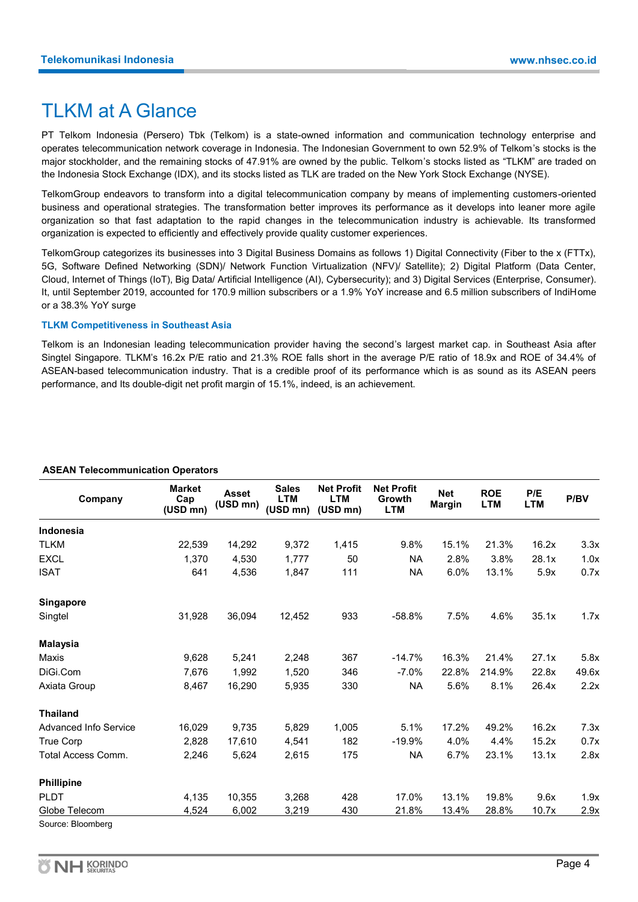# TLKM at A Glance

PT Telkom Indonesia (Persero) Tbk (Telkom) is a state-owned information and communication technology enterprise and operates telecommunication network coverage in Indonesia. The Indonesian Government to own 52.9% of Telkom's stocks is the major stockholder, and the remaining stocks of 47.91% are owned by the public. Telkom's stocks listed as "TLKM" are traded on the Indonesia Stock Exchange (IDX), and its stocks listed as TLK are traded on the New York Stock Exchange (NYSE).

TelkomGroup endeavors to transform into a digital telecommunication company by means of implementing customers-oriented business and operational strategies. The transformation better improves its performance as it develops into leaner more agile organization so that fast adaptation to the rapid changes in the telecommunication industry is achievable. Its transformed organization is expected to efficiently and effectively provide quality customer experiences.

TelkomGroup categorizes its businesses into 3 Digital Business Domains as follows 1) Digital Connectivity (Fiber to the x (FTTx), 5G, Software Defined Networking (SDN)/ Network Function Virtualization (NFV)/ Satellite); 2) Digital Platform (Data Center, Cloud, Internet of Things (IoT), Big Data/ Artificial Intelligence (AI), Cybersecurity); and 3) Digital Services (Enterprise, Consumer). It, until September 2019, accounted for 170.9 million subscribers or a 1.9% YoY increase and 6.5 million subscribers of IndiHome or a 38.3% YoY surge

### TLKM Competitiveness in Southeast Asia

Telkom is an Indonesian leading telecommunication provider having the second's largest market cap. in Southeast Asia after Singtel Singapore. TLKM's 16.2x P/E ratio and 21.3% ROE falls short in the average P/E ratio of 18.9x and ROE of 34.4% of ASEAN-based telecommunication industry. That is a credible proof of its performance which is as sound as its ASEAN peers performance, and Its double-digit net profit margin of 15.1%, indeed, is an achievement.

**ASEAN Telecommunication Operators**

| Company | Market Cap (USD mn) | Asset (USD mn) | Sales LTM (USD mn) | Net Profit LTM (USD mn) | Net Profit Growth LTM | Net Margin | ROE LTM | P/E LTM | P/BV |
|---|---|---|---|---|---|---|---|---|---|
| **Indonesia** | | | | | | | | | |
| TLKM | 22,539 | 14,292 | 9,372 | 1,415 | 9.8% | 15.1% | 21.3% | 16.2x | 3.3x |
| EXCL | 1,370 | 4,530 | 1,777 | 50 | NA | 2.8% | 3.8% | 28.1x | 1.0x |
| ISAT | 641 | 4,536 | 1,847 | 111 | NA | 6.0% | 13.1% | 5.9x | 0.7x |
| **Singapore** | | | | | | | | | |
| Singtel | 31,928 | 36,094 | 12,452 | 933 | -58.8% | 7.5% | 4.6% | 35.1x | 1.7x |
| **Malaysia** | | | | | | | | | |
| Maxis | 9,628 | 5,241 | 2,248 | 367 | -14.7% | 16.3% | 21.4% | 27.1x | 5.8x |
| DiGi.Com | 7,676 | 1,992 | 1,520 | 346 | -7.0% | 22.8% | 214.9% | 22.8x | 49.6x |
| Axiata Group | 8,467 | 16,290 | 5,935 | 330 | NA | 5.6% | 8.1% | 26.4x | 2.2x |
| **Thailand** | | | | | | | | | |
| Advanced Info Service | 16,029 | 9,735 | 5,829 | 1,005 | 5.1% | 17.2% | 49.2% | 16.2x | 7.3x |
| True Corp | 2,828 | 17,610 | 4,541 | 182 | -19.9% | 4.0% | 4.4% | 15.2x | 0.7x |
| Total Access Comm. | 2,246 | 5,624 | 2,615 | 175 | NA | 6.7% | 23.1% | 13.1x | 2.8x |
| **Phillipine** | | | | | | | | | |
| PLDT | 4,135 | 10,355 | 3,268 | 428 | 17.0% | 13.1% | 19.8% | 9.6x | 1.9x |
| Globe Telecom | 4,524 | 6,002 | 3,219 | 430 | 21.8% | 13.4% | 28.8% | 10.7x | 2.9x |

Source: Bloomberg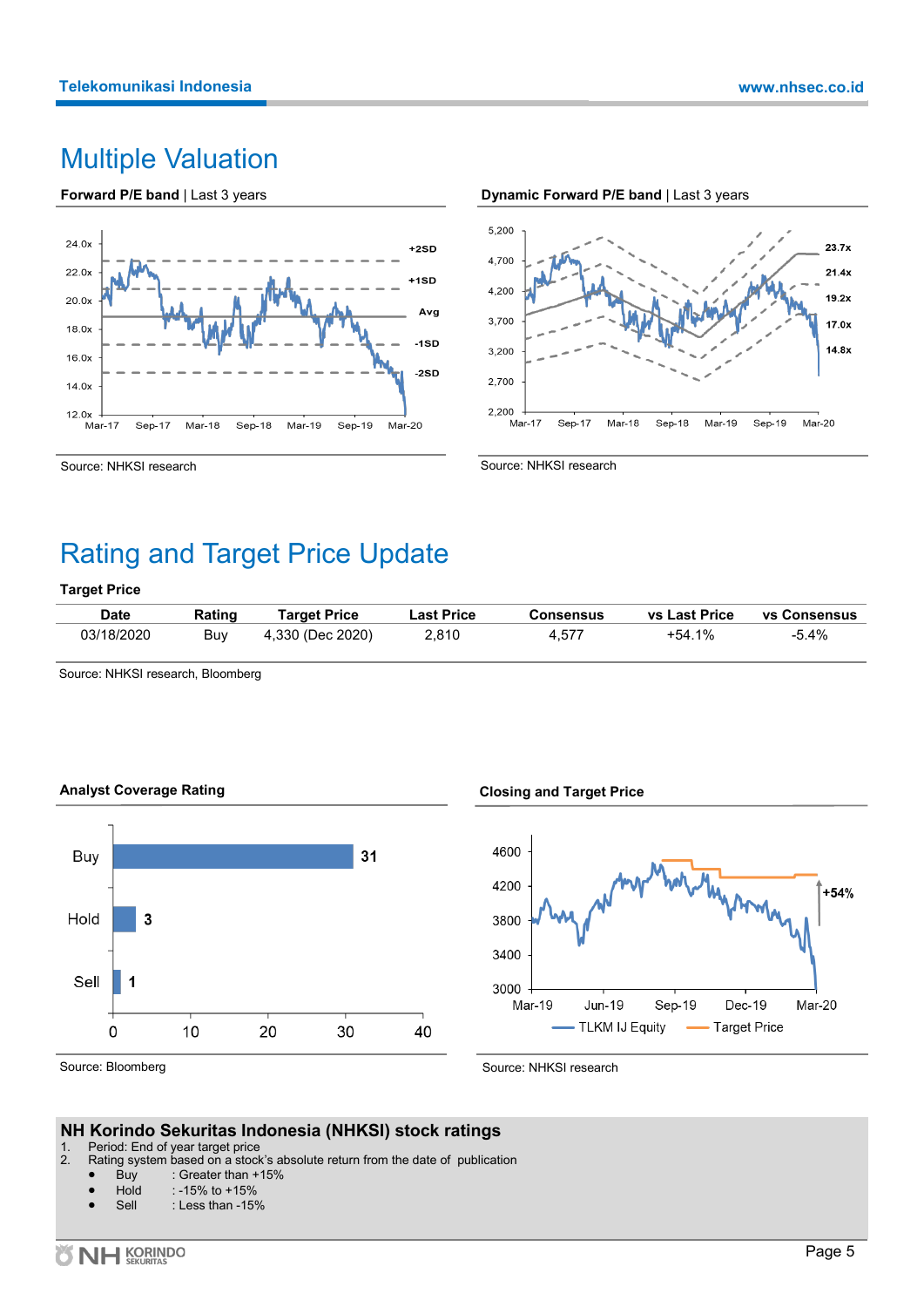# Multiple Valuation

**Forward P/E band** | Last 3 years

Source: NHKSI research

**Dynamic Forward P/E band** | Last 3 years

Source: NHKSI research

# Rating and Target Price Update

**Target Price**

| Date | Rating | Target Price | Last Price | Consensus | vs Last Price | vs Consensus |
|---|---|---|---|---|---|---|
| 03/18/2020 | Buy | 4,330 (Dec 2020) | 2,810 | 4,577 | +54.1% | -5.4% |

Source: NHKSI research, Bloomberg

**Analyst Coverage Rating**

Source: Bloomberg

**Closing and Target Price**

Source: NHKSI research

## NH Korindo Sekuritas Indonesia (NHKSI) stock ratings

1. Period: End of year target price
2. Rating system based on a stock's absolute return from the date of publication
   - Buy : Greater than +15%
   - Hold : -15% to +15%
   - Sell : Less than -15%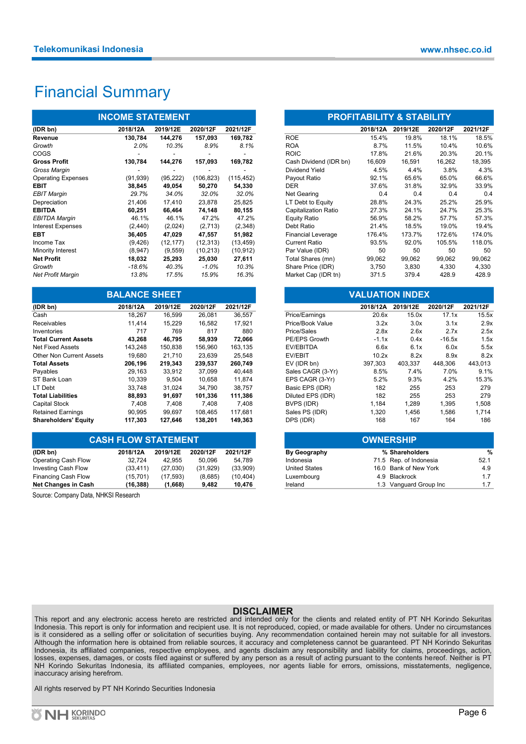# Financial Summary

## INCOME STATEMENT

| (IDR bn) | 2018/12A | 2019/12E | 2020/12F | 2021/12F |
|---|---|---|---|---|
| **Revenue** | **130,784** | **144,276** | **157,093** | **169,782** |
| *Growth* | *2.0%* | *10.3%* | *8.9%* | *8.1%* |
| COGS | - | - | - | - |
| **Gross Profit** | **130,784** | **144,276** | **157,093** | **169,782** |
| *Gross Margin* | - | - | - | - |
| Operating Expenses | (91,939) | (95,222) | (106,823) | (115,452) |
| **EBIT** | **38,845** | **49,054** | **50,270** | **54,330** |
| *EBIT Margin* | *29.7%* | *34.0%* | *32.0%* | *32.0%* |
| Depreciation | 21,406 | 17,410 | 23,878 | 25,825 |
| **EBITDA** | **60,251** | **66,464** | **74,148** | **80,155** |
| *EBITDA Margin* | 46.1% | 46.1% | 47.2% | 47.2% |
| Interest Expenses | (2,440) | (2,024) | (2,713) | (2,348) |
| **EBT** | **36,405** | **47,029** | **47,557** | **51,982** |
| Income Tax | (9,426) | (12,177) | (12,313) | (13,459) |
| Minority Interest | (8,947) | (9,559) | (10,213) | (10,912) |
| **Net Profit** | **18,032** | **25,293** | **25,030** | **27,611** |
| *Growth* | *-18.6%* | *40.3%* | *-1.0%* | *10.3%* |
| *Net Profit Margin* | *13.8%* | *17.5%* | *15.9%* | *16.3%* |

## BALANCE SHEET

| (IDR bn) | 2018/12A | 2019/12E | 2020/12F | 2021/12F |
|---|---|---|---|---|
| Cash | 18,267 | 16,599 | 26,081 | 36,557 |
| Receivables | 11,414 | 15,229 | 16,582 | 17,921 |
| Inventories | 717 | 769 | 817 | 880 |
| **Total Current Assets** | **43,268** | **46,795** | **58,939** | **72,066** |
| Net Fixed Assets | 143,248 | 150,838 | 156,960 | 163,135 |
| Other Non Current Assets | 19,680 | 21,710 | 23,639 | 25,548 |
| **Total Assets** | **206,196** | **219,343** | **239,537** | **260,749** |
| Payables | 29,163 | 33,912 | 37,099 | 40,448 |
| ST Bank Loan | 10,339 | 9,504 | 10,658 | 11,874 |
| LT Debt | 33,748 | 31,024 | 34,790 | 38,757 |
| **Total Liabilities** | **88,893** | **91,697** | **101,336** | **111,386** |
| Capital Stock | 7,408 | 7,408 | 7,408 | 7,408 |
| Retained Earnings | 90,995 | 99,697 | 108,465 | 117,681 |
| **Shareholders' Equity** | **117,303** | **127,646** | **138,201** | **149,363** |

## CASH FLOW STATEMENT

| (IDR bn) | 2018/12A | 2019/12E | 2020/12F | 2021/12F |
|---|---|---|---|---|
| Operating Cash Flow | 32,724 | 42,955 | 50,096 | 54,789 |
| Investing Cash Flow | (33,411) | (27,030) | (31,929) | (33,909) |
| Financing Cash Flow | (15,701) | (17,593) | (8,685) | (10,404) |
| **Net Changes in Cash** | **(16,388)** | **(1,668)** | **9,482** | **10,476** |

Source: Company Data, NHKSI Research

## PROFITABILITY & STABILITY

| | 2018/12A | 2019/12E | 2020/12F | 2021/12F |
|---|---|---|---|---|
| ROE | 15.4% | 19.8% | 18.1% | 18.5% |
| ROA | 8.7% | 11.5% | 10.4% | 10.6% |
| ROIC | 17.8% | 21.6% | 20.3% | 20.1% |
| Cash Dividend (IDR bn) | 16,609 | 16,591 | 16,262 | 18,395 |
| Dividend Yield | 4.5% | 4.4% | 3.8% | 4.3% |
| Payout Ratio | 92.1% | 65.6% | 65.0% | 66.6% |
| DER | 37.6% | 31.8% | 32.9% | 33.9% |
| Net Gearing | 0.4 | 0.4 | 0.4 | 0.4 |
| LT Debt to Equity | 28.8% | 24.3% | 25.2% | 25.9% |
| Capitalization Ratio | 27.3% | 24.1% | 24.7% | 25.3% |
| Equity Ratio | 56.9% | 58.2% | 57.7% | 57.3% |
| Debt Ratio | 21.4% | 18.5% | 19.0% | 19.4% |
| Financial Leverage | 176.4% | 173.7% | 172.6% | 174.0% |
| Current Ratio | 93.5% | 92.0% | 105.5% | 118.0% |
| Par Value (IDR) | 50 | 50 | 50 | 50 |
| Total Shares (mn) | 99,062 | 99,062 | 99,062 | 99,062 |
| Share Price (IDR) | 3,750 | 3,830 | 4,330 | 4,330 |
| Market Cap (IDR tn) | 371.5 | 379.4 | 428.9 | 428.9 |

## VALUATION INDEX

| | 2018/12A | 2019/12E | 2020/12F | 2021/12F |
|---|---|---|---|---|
| Price/Earnings | 20.6x | 15.0x | 17.1x | 15.5x |
| Price/Book Value | 3.2x | 3.0x | 3.1x | 2.9x |
| Price/Sales | 2.8x | 2.6x | 2.7x | 2.5x |
| PE/EPS Growth | -1.1x | 0.4x | -16.5x | 1.5x |
| EV/EBITDA | 6.6x | 6.1x | 6.0x | 5.5x |
| EV/EBIT | 10.2x | 8.2x | 8.9x | 8.2x |
| EV (IDR bn) | 397,303 | 403,337 | 448,306 | 443,013 |
| Sales CAGR (3-Yr) | 8.5% | 7.4% | 7.0% | 9.1% |
| EPS CAGR (3-Yr) | 5.2% | 9.3% | 4.2% | 15.3% |
| Basic EPS (IDR) | 182 | 255 | 253 | 279 |
| Diluted EPS (IDR) | 182 | 255 | 253 | 279 |
| BVPS (IDR) | 1,184 | 1,289 | 1,395 | 1,508 |
| Sales PS (IDR) | 1,320 | 1,456 | 1,586 | 1,714 |
| DPS (IDR) | 168 | 167 | 164 | 186 |

## OWNERSHIP

| By Geography | % | Shareholders | % |
|---|---|---|---|
| Indonesia | 71.5 | Rep. of Indonesia | 52.1 |
| United States | 16.0 | Bank of New York | 4.9 |
| Luxembourg | 4.9 | Blackrock | 1.7 |
| Ireland | 1.3 | Vanguard Group Inc | 1.7 |

## DISCLAIMER

This report and any electronic access hereto are restricted and intended only for the clients and related entity of PT NH Korindo Sekuritas Indonesia. This report is only for information and recipient use. It is not reproduced, copied, or made available for others. Under no circumstances is it considered as a selling offer or solicitation of securities buying. Any recommendation contained herein may not suitable for all investors. Although the information here is obtained from reliable sources, it accuracy and completeness cannot be guaranteed. PT NH Korindo Sekuritas Indonesia, its affiliated companies, respective employees, and agents disclaim any responsibility and liability for claims, proceedings, action, losses, expenses, damages, or costs filed against or suffered by any person as a result of acting pursuant to the contents hereof. Neither is PT NH Korindo Sekuritas Indonesia, its affiliated companies, employees, nor agents liable for errors, omissions, misstatements, negligence, inaccuracy arising herefrom.

All rights reserved by PT NH Korindo Securities Indonesia